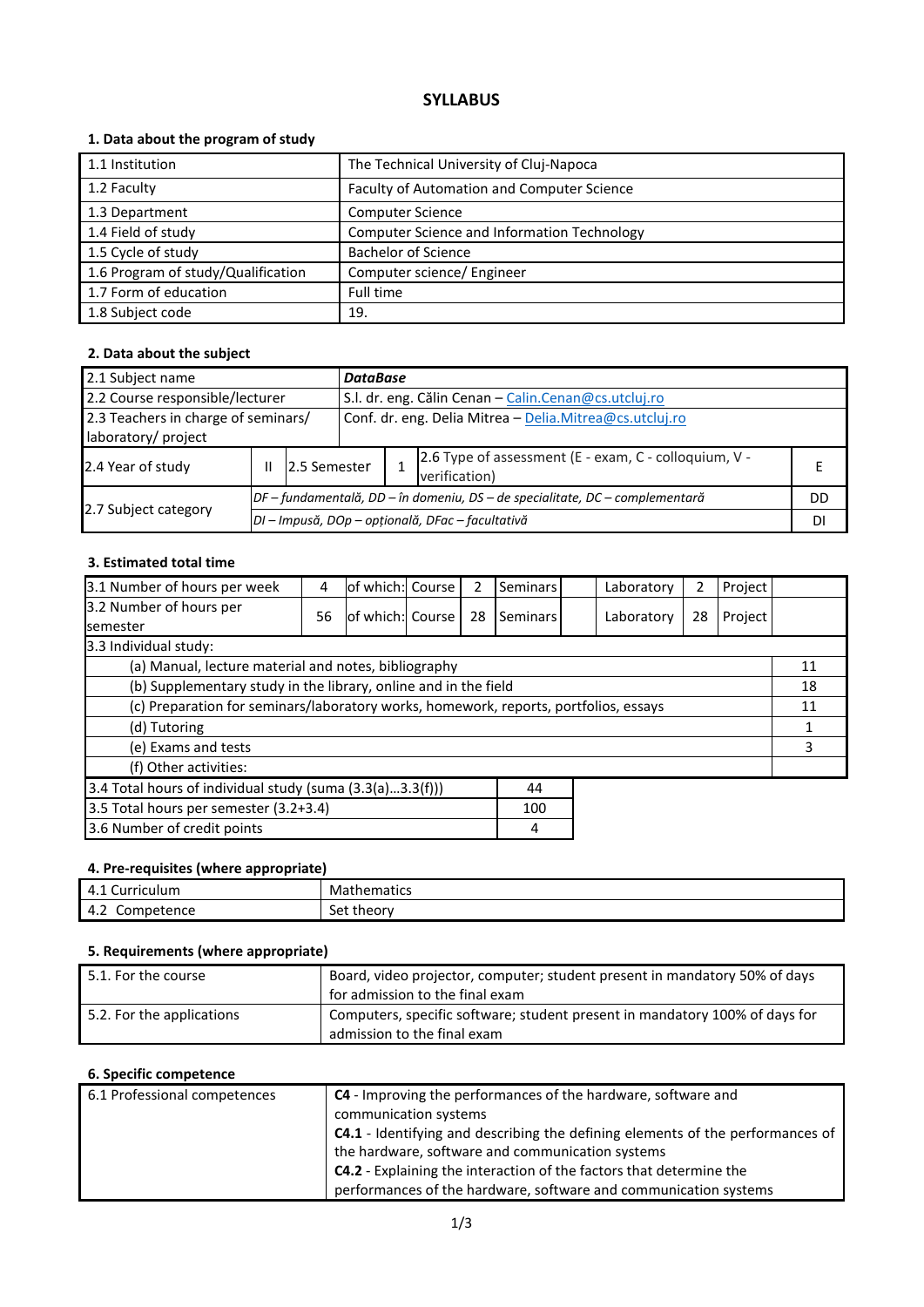# SYLLABUS

## 1. Data about the program of study

| | |
|---|---|
| 1.1 Institution | The Technical University of Cluj-Napoca |
| 1.2 Faculty | Faculty of Automation and Computer Science |
| 1.3 Department | Computer Science |
| 1.4 Field of study | Computer Science and Information Technology |
| 1.5 Cycle of study | Bachelor of Science |
| 1.6 Program of study/Qualification | Computer science/ Engineer |
| 1.7 Form of education | Full time |
| 1.8 Subject code | 19. |

## 2. Data about the subject

| | | | | | |
|---|---|---|---|---|---|
| 2.1 Subject name | ***DataBase*** | | | | |
| 2.2 Course responsible/lecturer | S.l. dr. eng. Călin Cenan – Calin.Cenan@cs.utcluj.ro | | | | |
| 2.3 Teachers in charge of seminars/ laboratory/ project | Conf. dr. eng. Delia Mitrea – Delia.Mitrea@cs.utcluj.ro | | | | |
| 2.4 Year of study | II | 2.5 Semester | 1 | 2.6 Type of assessment (E - exam, C - colloquium, V - verification) | E |
| 2.7 Subject category | *DF – fundamentală, DD – în domeniu, DS – de specialitate, DC – complementară* | | | | DD |
| | *DI – Impusă, DOp – opțională, DFac – facultativă* | | | | DI |

## 3. Estimated total time

| | | | | | | | | | |
|---|---|---|---|---|---|---|---|---|---|
| 3.1 Number of hours per week | 4 | of which: | Course | 2 | Seminars | | Laboratory | 2 | Project |
| 3.2 Number of hours per semester | 56 | of which: | Course | 28 | Seminars | | Laboratory | 28 | Project |

| 3.3 Individual study: | |
|---|---|
| (a) Manual, lecture material and notes, bibliography | 11 |
| (b) Supplementary study in the library, online and in the field | 18 |
| (c) Preparation for seminars/laboratory works, homework, reports, portfolios, essays | 11 |
| (d) Tutoring | 1 |
| (e) Exams and tests | 3 |
| (f) Other activities: | |

| | |
|---|---|
| 3.4 Total hours of individual study (suma (3.3(a)...3.3(f))) | 44 |
| 3.5 Total hours per semester (3.2+3.4) | 100 |
| 3.6 Number of credit points | 4 |

## 4. Pre-requisites (where appropriate)

| | |
|---|---|
| 4.1 Curriculum | Mathematics |
| 4.2 Competence | Set theory |

## 5. Requirements (where appropriate)

| | |
|---|---|
| 5.1. For the course | Board, video projector, computer; student present in mandatory 50% of days for admission to the final exam |
| 5.2. For the applications | Computers, specific software; student present in mandatory 100% of days for admission to the final exam |

## 6. Specific competence

| | |
|---|---|
| 6.1 Professional competences | **C4** - Improving the performances of the hardware, software and communication systems<br>**C4.1** - Identifying and describing the defining elements of the performances of the hardware, software and communication systems<br>**C4.2** - Explaining the interaction of the factors that determine the performances of the hardware, software and communication systems |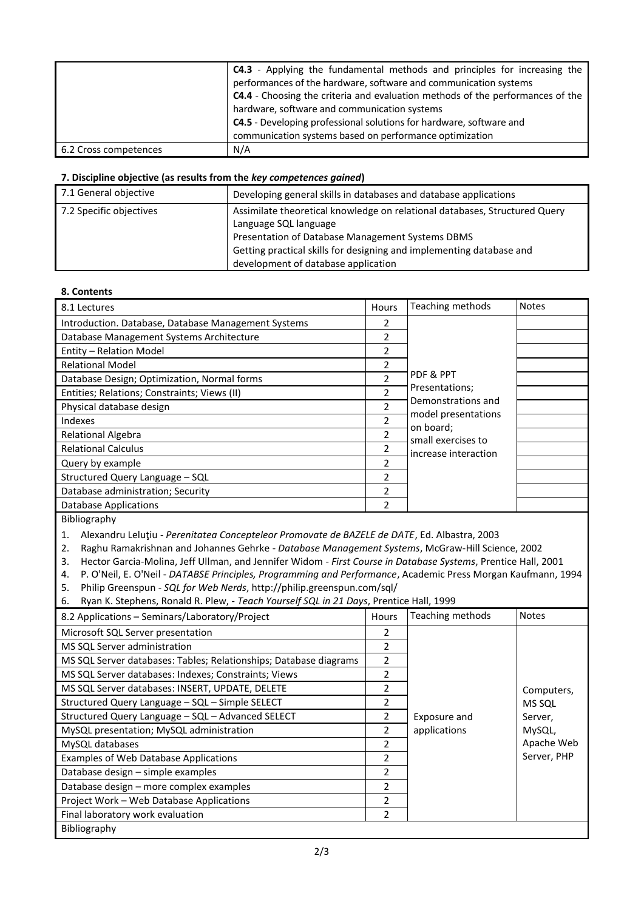| | |
|---|---|
| | **C4.3** - Applying the fundamental methods and principles for increasing the performances of the hardware, software and communication systems<br>**C4.4** - Choosing the criteria and evaluation methods of the performances of the hardware, software and communication systems<br>**C4.5** - Developing professional solutions for hardware, software and communication systems based on performance optimization |
| 6.2 Cross competences | N/A |

**7. Discipline objective (as results from the *key competences gained*)**

| | |
|---|---|
| 7.1 General objective | Developing general skills in databases and database applications |
| 7.2 Specific objectives | Assimilate theoretical knowledge on relational databases, Structured Query Language SQL language<br>Presentation of Database Management Systems DBMS<br>Getting practical skills for designing and implementing database and development of database application |

**8. Contents**

| 8.1 Lectures | Hours | Teaching methods | Notes |
|---|---|---|---|
| Introduction. Database, Database Management Systems | 2 | PDF & PPT Presentations; Demonstrations and model presentations on board; small exercises to increase interaction | |
| Database Management Systems Architecture | 2 | | |
| Entity – Relation Model | 2 | | |
| Relational Model | 2 | | |
| Database Design; Optimization, Normal forms | 2 | | |
| Entities; Relations; Constraints; Views (II) | 2 | | |
| Physical database design | 2 | | |
| Indexes | 2 | | |
| Relational Algebra | 2 | | |
| Relational Calculus | 2 | | |
| Query by example | 2 | | |
| Structured Query Language – SQL | 2 | | |
| Database administration; Security | 2 | | |
| Database Applications | 2 | | |

Bibliography

1. Alexandru Leluţiu - *Perenitatea Concepteleor Promovate de BAZELE de DATE*, Ed. Albastra, 2003
2. Raghu Ramakrishnan and Johannes Gehrke - *Database Management Systems*, McGraw-Hill Science, 2002
3. Hector Garcia-Molina, Jeff Ullman, and Jennifer Widom - *First Course in Database Systems*, Prentice Hall, 2001
4. P. O'Neil, E. O'Neil - *DATABSE Principles, Programming and Performance*, Academic Press Morgan Kaufmann, 1994
5. Philip Greenspun - *SQL for Web Nerds*, http://philip.greenspun.com/sql/
6. Ryan K. Stephens, Ronald R. Plew, - *Teach Yourself SQL in 21 Days*, Prentice Hall, 1999

| 8.2 Applications – Seminars/Laboratory/Project | Hours | Teaching methods | Notes |
|---|---|---|---|
| Microsoft SQL Server presentation | 2 | Exposure and applications | Computers, MS SQL Server, MySQL, Apache Web Server, PHP |
| MS SQL Server administration | 2 | | |
| MS SQL Server databases: Tables; Relationships; Database diagrams | 2 | | |
| MS SQL Server databases: Indexes; Constraints; Views | 2 | | |
| MS SQL Server databases: INSERT, UPDATE, DELETE | 2 | | |
| Structured Query Language – SQL – Simple SELECT | 2 | | |
| Structured Query Language – SQL – Advanced SELECT | 2 | | |
| MySQL presentation; MySQL administration | 2 | | |
| MySQL databases | 2 | | |
| Examples of Web Database Applications | 2 | | |
| Database design – simple examples | 2 | | |
| Database design – more complex examples | 2 | | |
| Project Work – Web Database Applications | 2 | | |
| Final laboratory work evaluation | 2 | | |

Bibliography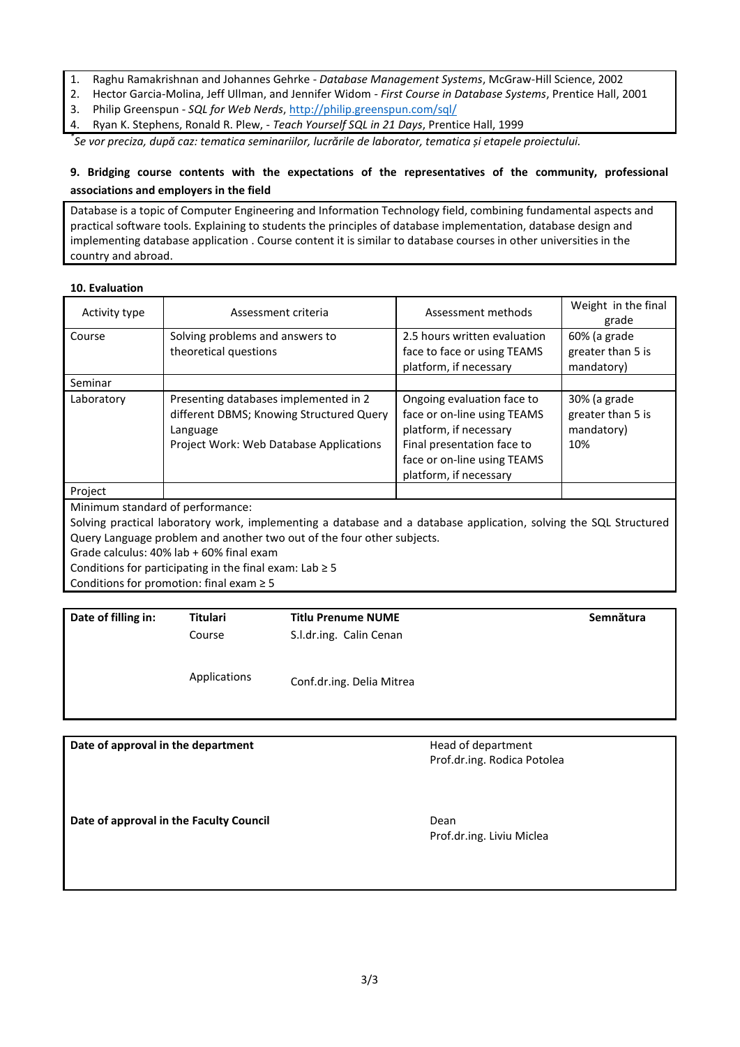1. Raghu Ramakrishnan and Johannes Gehrke - *Database Management Systems*, McGraw-Hill Science, 2002
2. Hector Garcia-Molina, Jeff Ullman, and Jennifer Widom - *First Course in Database Systems*, Prentice Hall, 2001
3. Philip Greenspun - *SQL for Web Nerds*, http://philip.greenspun.com/sql/
4. Ryan K. Stephens, Ronald R. Plew, - *Teach Yourself SQL in 21 Days*, Prentice Hall, 1999

*Se vor preciza, după caz: tematica seminariilor, lucrările de laborator, tematica și etapele proiectului.*

### 9. Bridging course contents with the expectations of the representatives of the community, professional associations and employers in the field

Database is a topic of Computer Engineering and Information Technology field, combining fundamental aspects and practical software tools. Explaining to students the principles of database implementation, database design and implementing database application . Course content it is similar to database courses in other universities in the country and abroad.

### 10. Evaluation

| Activity type | Assessment criteria | Assessment methods | Weight in the final grade |
|---|---|---|---|
| Course | Solving problems and answers to theoretical questions | 2.5 hours written evaluation face to face or using TEAMS platform, if necessary | 60% (a grade greater than 5 is mandatory) |
| Seminar | | | |
| Laboratory | Presenting databases implemented in 2 different DBMS; Knowing Structured Query Language<br>Project Work: Web Database Applications | Ongoing evaluation face to face or on-line using TEAMS platform, if necessary<br>Final presentation face to face or on-line using TEAMS platform, if necessary | 30% (a grade greater than 5 is mandatory)<br>10% |
| Project | | | |

Minimum standard of performance:
Solving practical laboratory work, implementing a database and a database application, solving the SQL Structured Query Language problem and another two out of the four other subjects.
Grade calculus: 40% lab + 60% final exam
Conditions for participating in the final exam: Lab ≥ 5
Conditions for promotion: final exam ≥ 5

| Date of filling in: | Titulari | Titlu Prenume NUME | Semnătura |
|---|---|---|---|
| | Course | S.l.dr.ing. Calin Cenan | |
| | Applications | Conf.dr.ing. Delia Mitrea | |

**Date of approval in the department**
Head of department
Prof.dr.ing. Rodica Potolea

**Date of approval in the Faculty Council**
Dean
Prof.dr.ing. Liviu Miclea